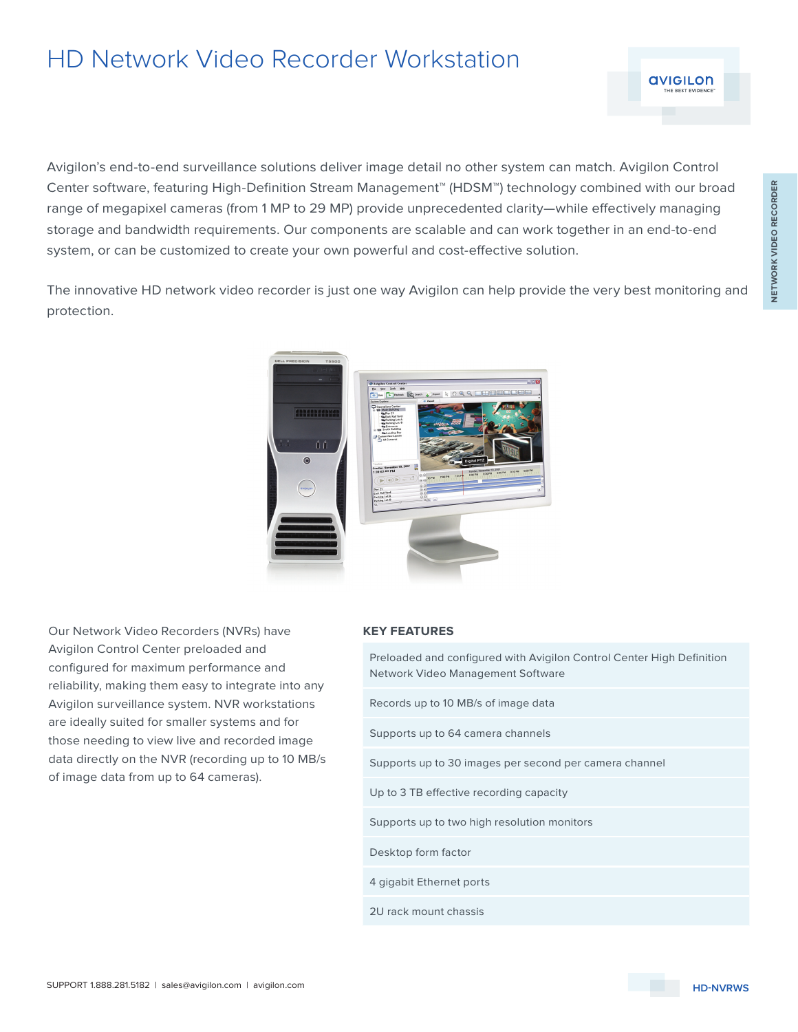# HD Network Video Recorder Workstation

Avigilon's end-to-end surveillance solutions deliver image detail no other system can match. Avigilon Control Center software, featuring High-Definition Stream Management™ (HDSM™) technology combined with our broad range of megapixel cameras (from 1 MP to 29 MP) provide unprecedented clarity—while effectively managing storage and bandwidth requirements. Our components are scalable and can work together in an end-to-end system, or can be customized to create your own powerful and cost-effective solution.

The innovative HD network video recorder is just one way Avigilon can help provide the very best monitoring and protection.

Our Network Video Recorders (NVRs) have Avigilon Control Center preloaded and configured for maximum performance and reliability, making them easy to integrate into any Avigilon surveillance system. NVR workstations are ideally suited for smaller systems and for those needing to view live and recorded image data directly on the NVR (recording up to 10 MB/s of image data from up to 64 cameras).

## KEY FEATURES

- Preloaded and configured with Avigilon Control Center High Definition Network Video Management Software
- Records up to 10 MB/s of image data
- Supports up to 64 camera channels
- Supports up to 30 images per second per camera channel
- Up to 3 TB effective recording capacity
- Supports up to two high resolution monitors
- Desktop form factor
- 4 gigabit Ethernet ports
- 2U rack mount chassis

SUPPORT 1.888.281.5182 | sales@avigilon.com | avigilon.com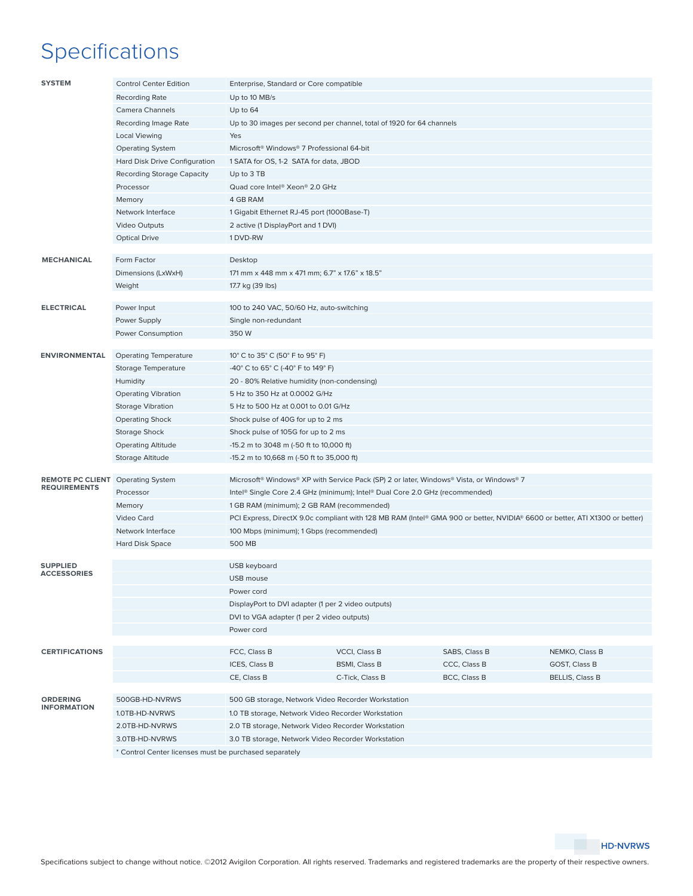# Specifications

| | | |
|---|---|---|
| **SYSTEM** | Control Center Edition | Enterprise, Standard or Core compatible |
| | Recording Rate | Up to 10 MB/s |
| | Camera Channels | Up to 64 |
| | Recording Image Rate | Up to 30 images per second per channel, total of 1920 for 64 channels |
| | Local Viewing | Yes |
| | Operating System | Microsoft® Windows® 7 Professional 64-bit |
| | Hard Disk Drive Configuration | 1 SATA for OS, 1-2 SATA for data, JBOD |
| | Recording Storage Capacity | Up to 3 TB |
| | Processor | Quad core Intel® Xeon® 2.0 GHz |
| | Memory | 4 GB RAM |
| | Network Interface | 1 Gigabit Ethernet RJ-45 port (1000Base-T) |
| | Video Outputs | 2 active (1 DisplayPort and 1 DVI) |
| | Optical Drive | 1 DVD-RW |
| **MECHANICAL** | Form Factor | Desktop |
| | Dimensions (LxWxH) | 171 mm x 448 mm x 471 mm; 6.7" x 17.6" x 18.5" |
| | Weight | 17.7 kg (39 lbs) |
| **ELECTRICAL** | Power Input | 100 to 240 VAC, 50/60 Hz, auto-switching |
| | Power Supply | Single non-redundant |
| | Power Consumption | 350 W |
| **ENVIRONMENTAL** | Operating Temperature | 10° C to 35° C (50° F to 95° F) |
| | Storage Temperature | -40° C to 65° C (-40° F to 149° F) |
| | Humidity | 20 - 80% Relative humidity (non-condensing) |
| | Operating Vibration | 5 Hz to 350 Hz at 0.0002 G/Hz |
| | Storage Vibration | 5 Hz to 500 Hz at 0.001 to 0.01 G/Hz |
| | Operating Shock | Shock pulse of 40G for up to 2 ms |
| | Storage Shock | Shock pulse of 105G for up to 2 ms |
| | Operating Altitude | -15.2 m to 3048 m (-50 ft to 10,000 ft) |
| | Storage Altitude | -15.2 m to 10,668 m (-50 ft to 35,000 ft) |
| **REMOTE PC CLIENT REQUIREMENTS** | Operating System | Microsoft® Windows® XP with Service Pack (SP) 2 or later, Windows® Vista, or Windows® 7 |
| | Processor | Intel® Single Core 2.4 GHz (minimum); Intel® Dual Core 2.0 GHz (recommended) |
| | Memory | 1 GB RAM (minimum); 2 GB RAM (recommended) |
| | Video Card | PCI Express, DirectX 9.0c compliant with 128 MB RAM (Intel® GMA 900 or better, NVIDIA® 6600 or better, ATI X1300 or better) |
| | Network Interface | 100 Mbps (minimum); 1 Gbps (recommended) |
| | Hard Disk Space | 500 MB |
| **SUPPLIED ACCESSORIES** | | USB keyboard |
| | | USB mouse |
| | | Power cord |
| | | DisplayPort to DVI adapter (1 per 2 video outputs) |
| | | DVI to VGA adapter (1 per 2 video outputs) |
| | | Power cord |

| | | | | |
|---|---|---|---|---|
| **CERTIFICATIONS** | FCC, Class B | VCCI, Class B | SABS, Class B | NEMKO, Class B |
| | ICES, Class B | BSMI, Class B | CCC, Class B | GOST, Class B |
| | CE, Class B | C-Tick, Class B | BCC, Class B | BELLIS, Class B |

| | | |
|---|---|---|
| **ORDERING INFORMATION** | 500GB-HD-NVRWS | 500 GB storage, Network Video Recorder Workstation |
| | 1.0TB-HD-NVRWS | 1.0 TB storage, Network Video Recorder Workstation |
| | 2.0TB-HD-NVRWS | 2.0 TB storage, Network Video Recorder Workstation |
| | 3.0TB-HD-NVRWS | 3.0 TB storage, Network Video Recorder Workstation |

* Control Center licenses must be purchased separately

HD-NVRWS

Specifications subject to change without notice. ©2012 Avigilon Corporation. All rights reserved. Trademarks and registered trademarks are the property of their respective owners.